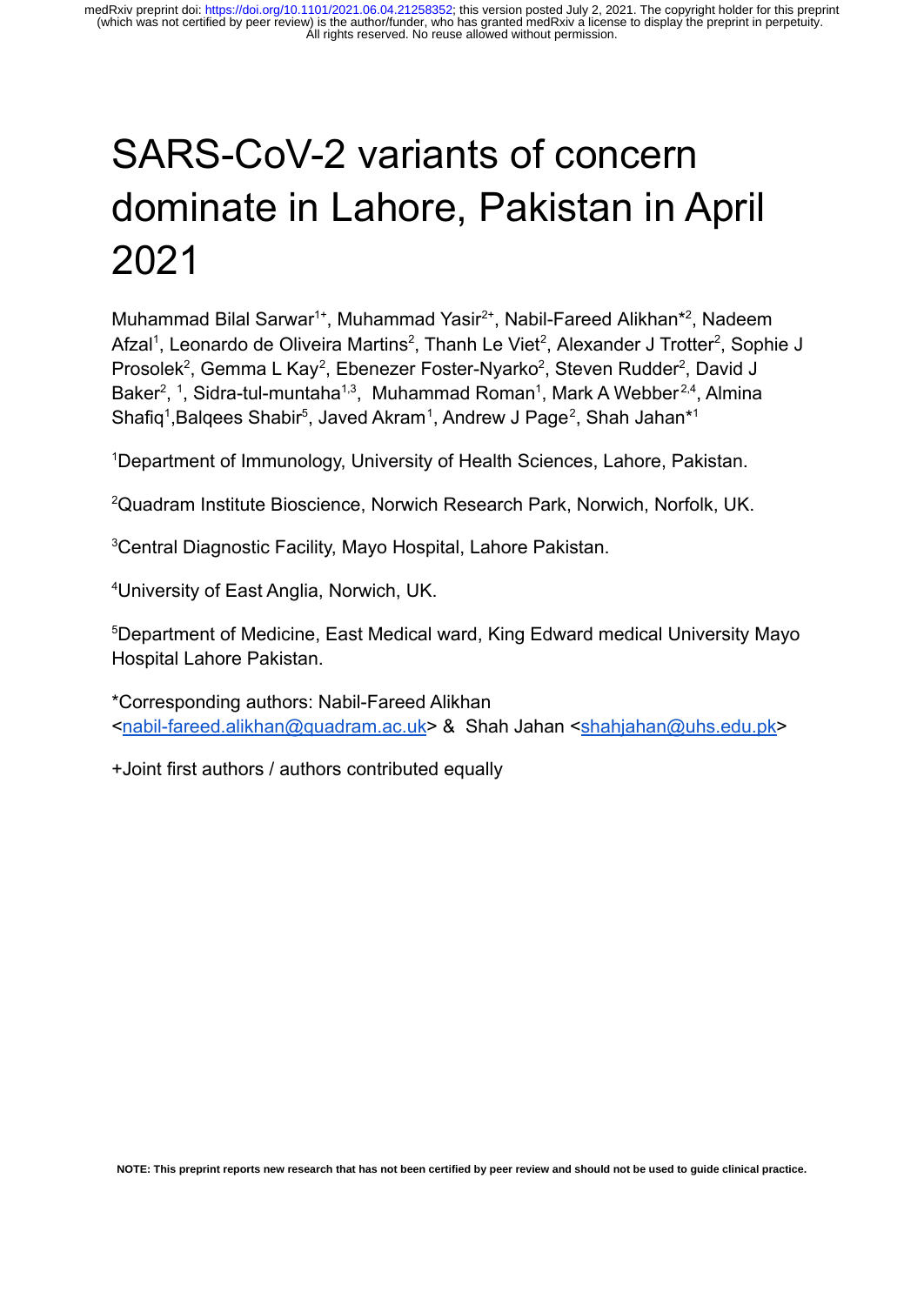# SARS-CoV-2 variants of concern dominate in Lahore, Pakistan in April 2021

Muhammad Bilal Sarwar[1+], Muhammad Yasir[2+], Nabil-Fareed Alikhan*[2], Nadeem Afzal[1], Leonardo de Oliveira Martins[2], Thanh Le Viet[2], Alexander J Trotter[2], Sophie J Prosolek[2], Gemma L Kay[2], Ebenezer Foster-Nyarko[2], Steven Rudder[2], David J Baker[2], [1], Sidra-tul-muntaha[1,3], Muhammad Roman[1], Mark A Webber[2,4], Almina Shafiq[1], Balqees Shabir[5], Javed Akram[1], Andrew J Page[2], Shah Jahan*[1]

[1]Department of Immunology, University of Health Sciences, Lahore, Pakistan.

[2]Quadram Institute Bioscience, Norwich Research Park, Norwich, Norfolk, UK.

[3]Central Diagnostic Facility, Mayo Hospital, Lahore Pakistan.

[4]University of East Anglia, Norwich, UK.

[5]Department of Medicine, East Medical ward, King Edward medical University Mayo Hospital Lahore Pakistan.

*Corresponding authors: Nabil-Fareed Alikhan <nabil-fareed.alikhan@quadram.ac.uk> & Shah Jahan <shahjahan@uhs.edu.pk>

+Joint first authors / authors contributed equally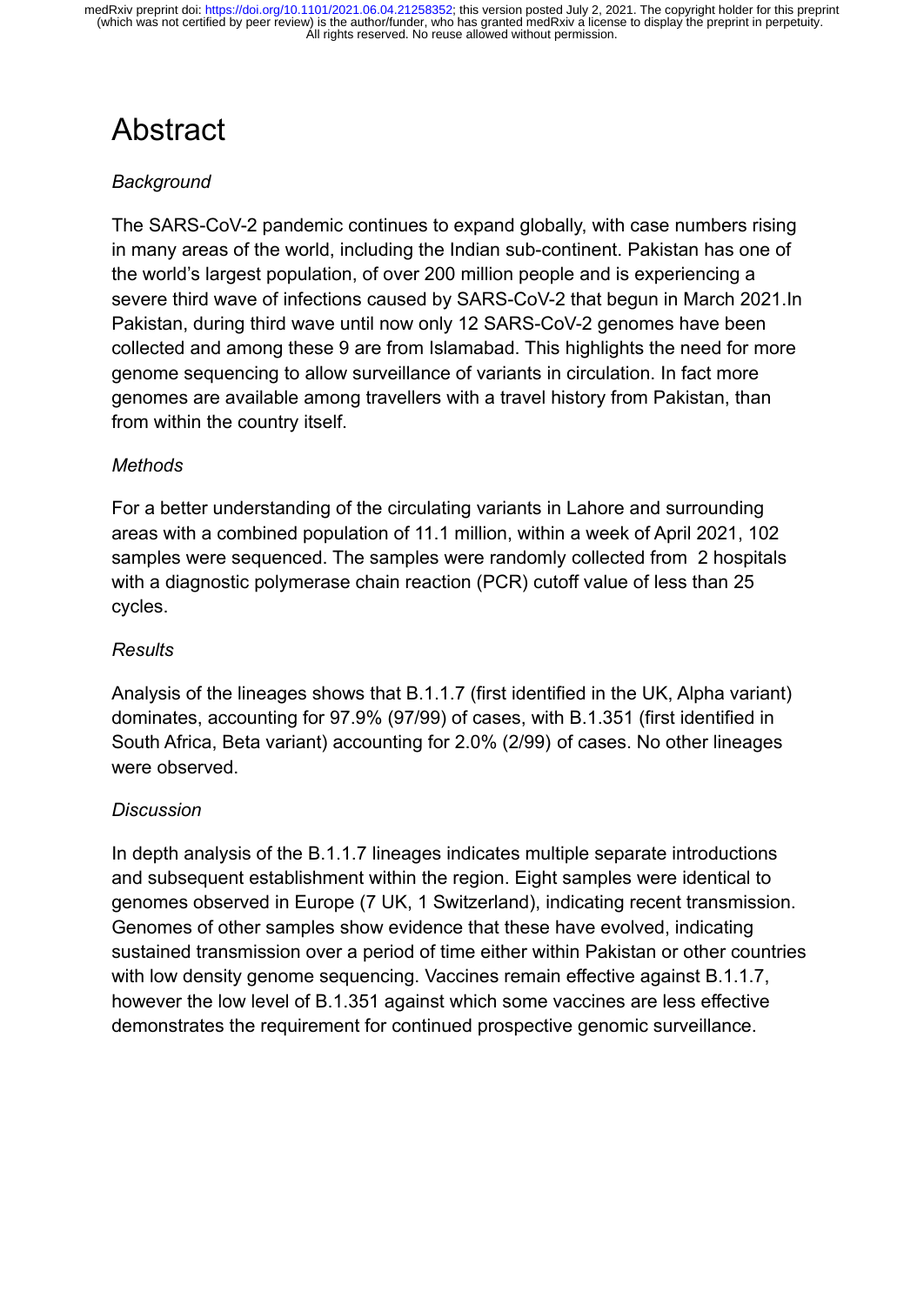# Abstract

*Background*

The SARS-CoV-2 pandemic continues to expand globally, with case numbers rising in many areas of the world, including the Indian sub-continent. Pakistan has one of the world's largest population, of over 200 million people and is experiencing a severe third wave of infections caused by SARS-CoV-2 that begun in March 2021.In Pakistan, during third wave until now only 12 SARS-CoV-2 genomes have been collected and among these 9 are from Islamabad. This highlights the need for more genome sequencing to allow surveillance of variants in circulation. In fact more genomes are available among travellers with a travel history from Pakistan, than from within the country itself.

*Methods*

For a better understanding of the circulating variants in Lahore and surrounding areas with a combined population of 11.1 million, within a week of April 2021, 102 samples were sequenced. The samples were randomly collected from 2 hospitals with a diagnostic polymerase chain reaction (PCR) cutoff value of less than 25 cycles.

*Results*

Analysis of the lineages shows that B.1.1.7 (first identified in the UK, Alpha variant) dominates, accounting for 97.9% (97/99) of cases, with B.1.351 (first identified in South Africa, Beta variant) accounting for 2.0% (2/99) of cases. No other lineages were observed.

*Discussion*

In depth analysis of the B.1.1.7 lineages indicates multiple separate introductions and subsequent establishment within the region. Eight samples were identical to genomes observed in Europe (7 UK, 1 Switzerland), indicating recent transmission. Genomes of other samples show evidence that these have evolved, indicating sustained transmission over a period of time either within Pakistan or other countries with low density genome sequencing. Vaccines remain effective against B.1.1.7, however the low level of B.1.351 against which some vaccines are less effective demonstrates the requirement for continued prospective genomic surveillance.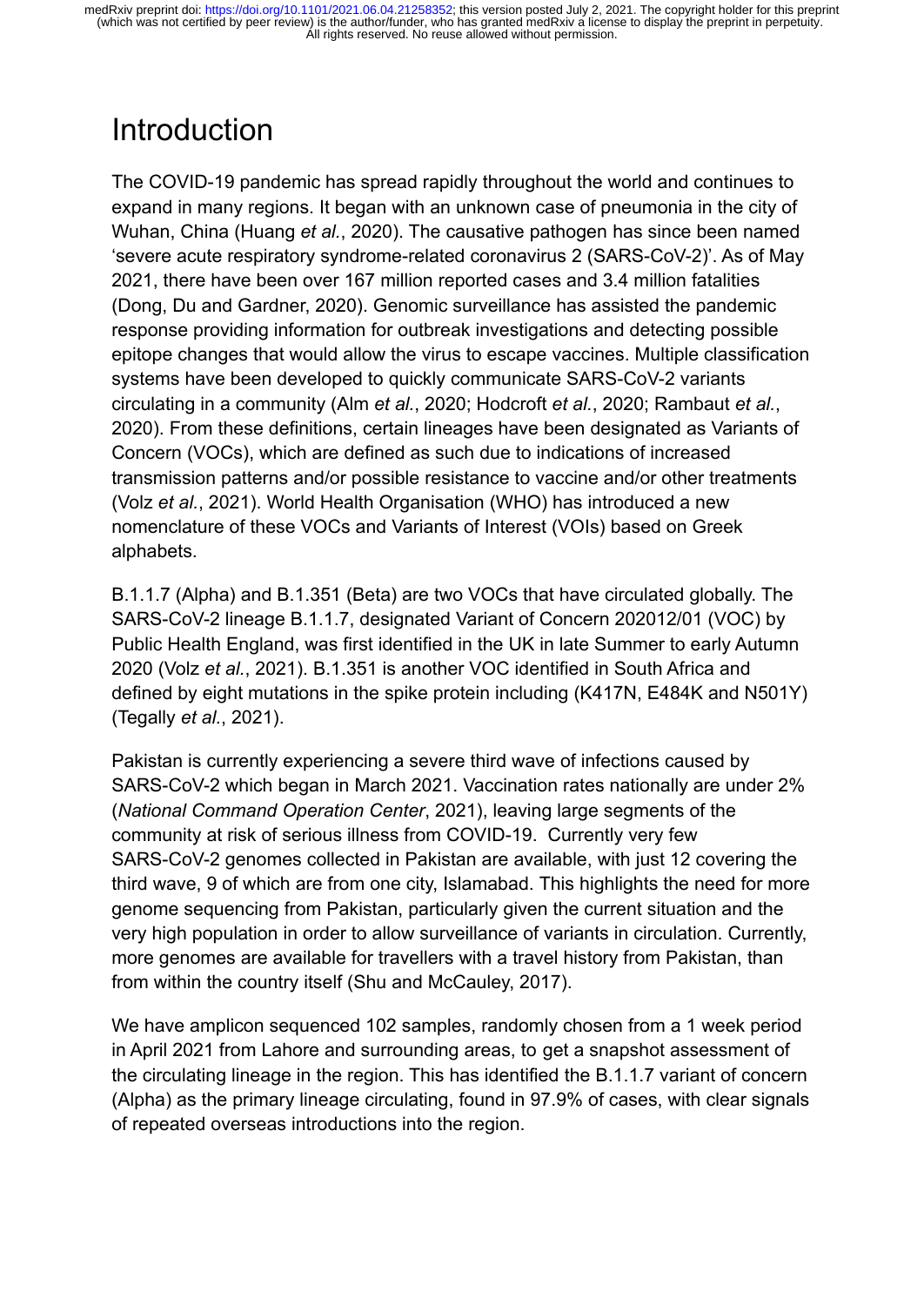# Introduction

The COVID-19 pandemic has spread rapidly throughout the world and continues to expand in many regions. It began with an unknown case of pneumonia in the city of Wuhan, China (Huang *et al.*, 2020). The causative pathogen has since been named 'severe acute respiratory syndrome-related coronavirus 2 (SARS-CoV-2)'. As of May 2021, there have been over 167 million reported cases and 3.4 million fatalities (Dong, Du and Gardner, 2020). Genomic surveillance has assisted the pandemic response providing information for outbreak investigations and detecting possible epitope changes that would allow the virus to escape vaccines. Multiple classification systems have been developed to quickly communicate SARS-CoV-2 variants circulating in a community (Alm *et al.*, 2020; Hodcroft *et al.*, 2020; Rambaut *et al.*, 2020). From these definitions, certain lineages have been designated as Variants of Concern (VOCs), which are defined as such due to indications of increased transmission patterns and/or possible resistance to vaccine and/or other treatments (Volz *et al.*, 2021). World Health Organisation (WHO) has introduced a new nomenclature of these VOCs and Variants of Interest (VOIs) based on Greek alphabets.

B.1.1.7 (Alpha) and B.1.351 (Beta) are two VOCs that have circulated globally. The SARS-CoV-2 lineage B.1.1.7, designated Variant of Concern 202012/01 (VOC) by Public Health England, was first identified in the UK in late Summer to early Autumn 2020 (Volz *et al.*, 2021). B.1.351 is another VOC identified in South Africa and defined by eight mutations in the spike protein including (K417N, E484K and N501Y) (Tegally *et al.*, 2021).

Pakistan is currently experiencing a severe third wave of infections caused by SARS-CoV-2 which began in March 2021. Vaccination rates nationally are under 2% (*National Command Operation Center*, 2021), leaving large segments of the community at risk of serious illness from COVID-19. Currently very few SARS-CoV-2 genomes collected in Pakistan are available, with just 12 covering the third wave, 9 of which are from one city, Islamabad. This highlights the need for more genome sequencing from Pakistan, particularly given the current situation and the very high population in order to allow surveillance of variants in circulation. Currently, more genomes are available for travellers with a travel history from Pakistan, than from within the country itself (Shu and McCauley, 2017).

We have amplicon sequenced 102 samples, randomly chosen from a 1 week period in April 2021 from Lahore and surrounding areas, to get a snapshot assessment of the circulating lineage in the region. This has identified the B.1.1.7 variant of concern (Alpha) as the primary lineage circulating, found in 97.9% of cases, with clear signals of repeated overseas introductions into the region.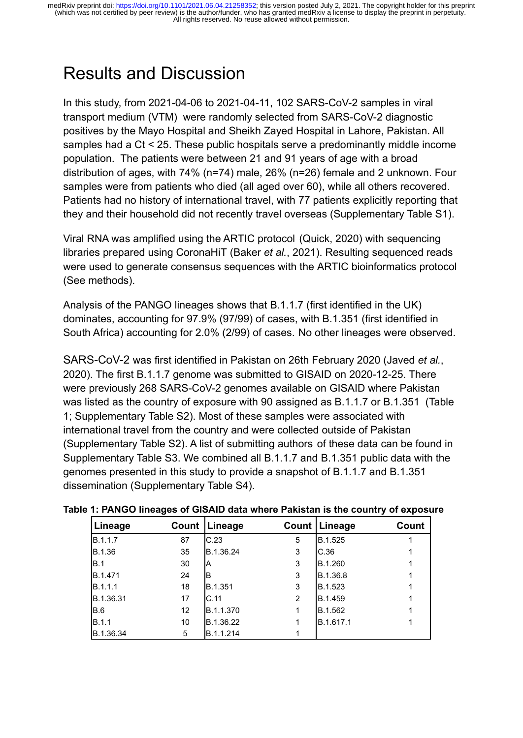# Results and Discussion

In this study, from 2021-04-06 to 2021-04-11, 102 SARS-CoV-2 samples in viral transport medium (VTM) were randomly selected from SARS-CoV-2 diagnostic positives by the Mayo Hospital and Sheikh Zayed Hospital in Lahore, Pakistan. All samples had a Ct < 25. These public hospitals serve a predominantly middle income population. The patients were between 21 and 91 years of age with a broad distribution of ages, with 74% (n=74) male, 26% (n=26) female and 2 unknown. Four samples were from patients who died (all aged over 60), while all others recovered. Patients had no history of international travel, with 77 patients explicitly reporting that they and their household did not recently travel overseas (Supplementary Table S1).

Viral RNA was amplified using the ARTIC protocol (Quick, 2020) with sequencing libraries prepared using CoronaHiT (Baker *et al.*, 2021). Resulting sequenced reads were used to generate consensus sequences with the ARTIC bioinformatics protocol (See methods).

Analysis of the PANGO lineages shows that B.1.1.7 (first identified in the UK) dominates, accounting for 97.9% (97/99) of cases, with B.1.351 (first identified in South Africa) accounting for 2.0% (2/99) of cases. No other lineages were observed.

SARS-CoV-2 was first identified in Pakistan on 26th February 2020 (Javed *et al.*, 2020). The first B.1.1.7 genome was submitted to GISAID on 2020-12-25. There were previously 268 SARS-CoV-2 genomes available on GISAID where Pakistan was listed as the country of exposure with 90 assigned as B.1.1.7 or B.1.351 (Table 1; Supplementary Table S2). Most of these samples were associated with international travel from the country and were collected outside of Pakistan (Supplementary Table S2). A list of submitting authors of these data can be found in Supplementary Table S3. We combined all B.1.1.7 and B.1.351 public data with the genomes presented in this study to provide a snapshot of B.1.1.7 and B.1.351 dissemination (Supplementary Table S4).

**Table 1: PANGO lineages of GISAID data where Pakistan is the country of exposure**

| Lineage | Count | Lineage | Count | Lineage | Count |
|---|---|---|---|---|---|
| B.1.1.7 | 87 | C.23 | 5 | B.1.525 | 1 |
| B.1.36 | 35 | B.1.36.24 | 3 | C.36 | 1 |
| B.1 | 30 | A | 3 | B.1.260 | 1 |
| B.1.471 | 24 | B | 3 | B.1.36.8 | 1 |
| B.1.1.1 | 18 | B.1.351 | 3 | B.1.523 | 1 |
| B.1.36.31 | 17 | C.11 | 2 | B.1.459 | 1 |
| B.6 | 12 | B.1.1.370 | 1 | B.1.562 | 1 |
| B.1.1 | 10 | B.1.36.22 | 1 | B.1.617.1 | 1 |
| B.1.36.34 | 5 | B.1.1.214 | 1 | | |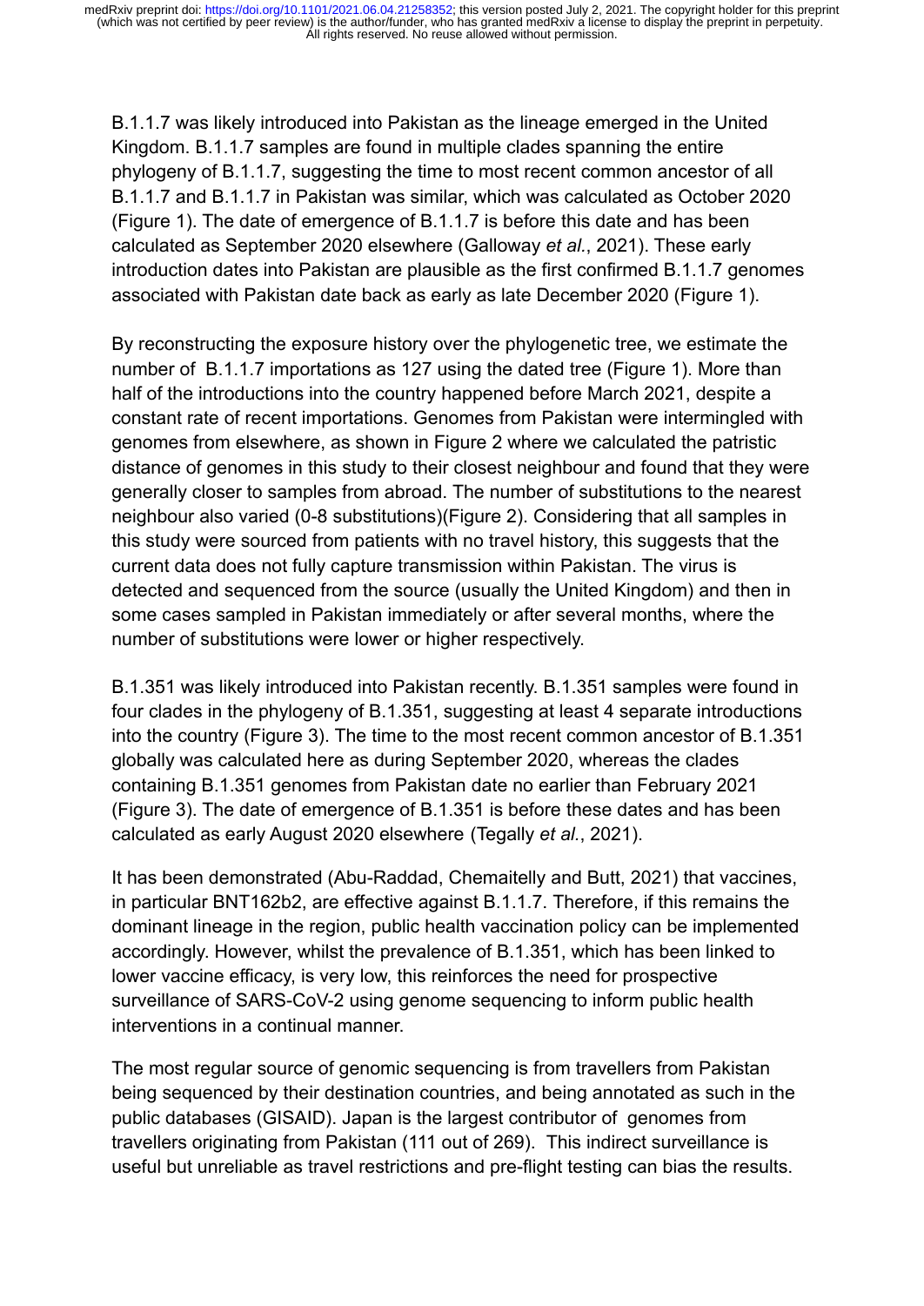B.1.1.7 was likely introduced into Pakistan as the lineage emerged in the United Kingdom. B.1.1.7 samples are found in multiple clades spanning the entire phylogeny of B.1.1.7, suggesting the time to most recent common ancestor of all B.1.1.7 and B.1.1.7 in Pakistan was similar, which was calculated as October 2020 (Figure 1). The date of emergence of B.1.1.7 is before this date and has been calculated as September 2020 elsewhere (Galloway *et al.*, 2021). These early introduction dates into Pakistan are plausible as the first confirmed B.1.1.7 genomes associated with Pakistan date back as early as late December 2020 (Figure 1).

By reconstructing the exposure history over the phylogenetic tree, we estimate the number of B.1.1.7 importations as 127 using the dated tree (Figure 1). More than half of the introductions into the country happened before March 2021, despite a constant rate of recent importations. Genomes from Pakistan were intermingled with genomes from elsewhere, as shown in Figure 2 where we calculated the patristic distance of genomes in this study to their closest neighbour and found that they were generally closer to samples from abroad. The number of substitutions to the nearest neighbour also varied (0-8 substitutions)(Figure 2). Considering that all samples in this study were sourced from patients with no travel history, this suggests that the current data does not fully capture transmission within Pakistan. The virus is detected and sequenced from the source (usually the United Kingdom) and then in some cases sampled in Pakistan immediately or after several months, where the number of substitutions were lower or higher respectively.

B.1.351 was likely introduced into Pakistan recently. B.1.351 samples were found in four clades in the phylogeny of B.1.351, suggesting at least 4 separate introductions into the country (Figure 3). The time to the most recent common ancestor of B.1.351 globally was calculated here as during September 2020, whereas the clades containing B.1.351 genomes from Pakistan date no earlier than February 2021 (Figure 3). The date of emergence of B.1.351 is before these dates and has been calculated as early August 2020 elsewhere (Tegally *et al.*, 2021).

It has been demonstrated (Abu-Raddad, Chemaitelly and Butt, 2021) that vaccines, in particular BNT162b2, are effective against B.1.1.7. Therefore, if this remains the dominant lineage in the region, public health vaccination policy can be implemented accordingly. However, whilst the prevalence of B.1.351, which has been linked to lower vaccine efficacy, is very low, this reinforces the need for prospective surveillance of SARS-CoV-2 using genome sequencing to inform public health interventions in a continual manner.

The most regular source of genomic sequencing is from travellers from Pakistan being sequenced by their destination countries, and being annotated as such in the public databases (GISAID). Japan is the largest contributor of genomes from travellers originating from Pakistan (111 out of 269). This indirect surveillance is useful but unreliable as travel restrictions and pre-flight testing can bias the results.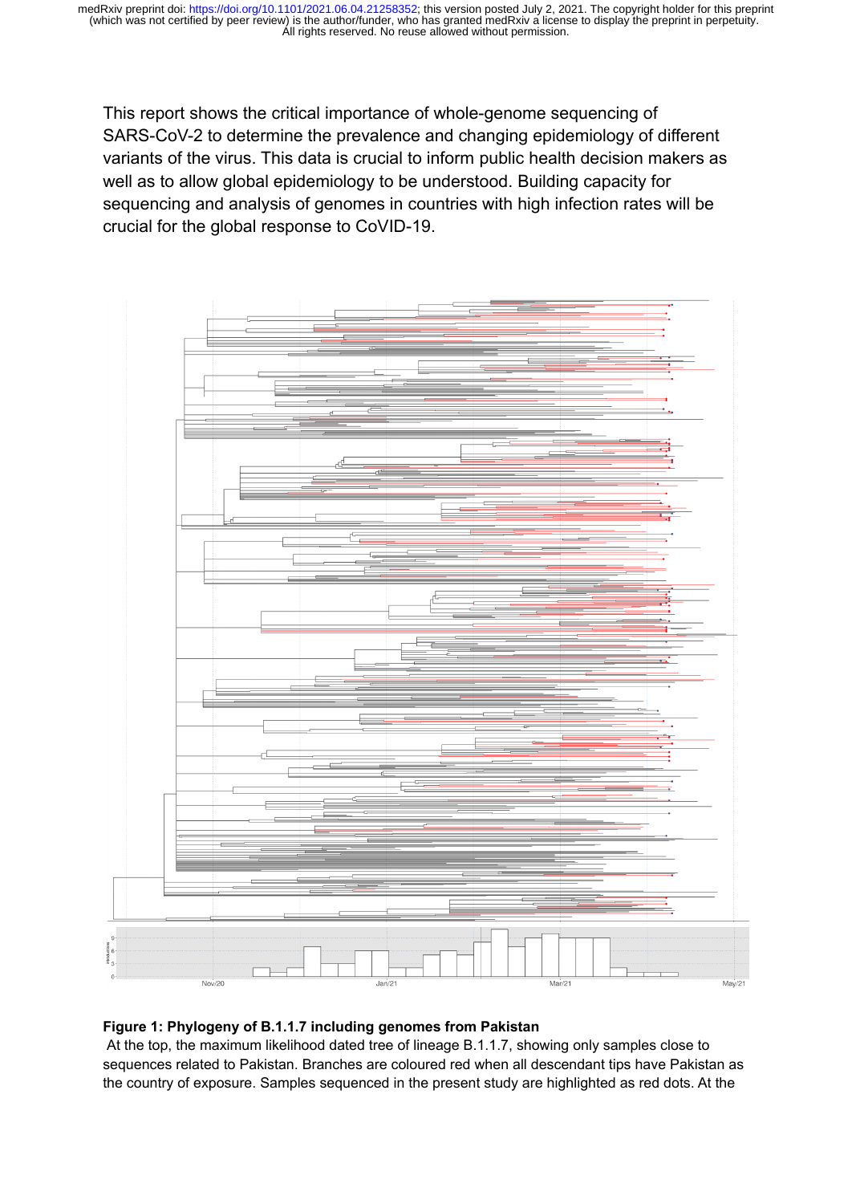This report shows the critical importance of whole-genome sequencing of SARS-CoV-2 to determine the prevalence and changing epidemiology of different variants of the virus. This data is crucial to inform public health decision makers as well as to allow global epidemiology to be understood. Building capacity for sequencing and analysis of genomes in countries with high infection rates will be crucial for the global response to CoVID-19.

**Figure 1: Phylogeny of B.1.1.7 including genomes from Pakistan**

At the top, the maximum likelihood dated tree of lineage B.1.1.7, showing only samples close to sequences related to Pakistan. Branches are coloured red when all descendant tips have Pakistan as the country of exposure. Samples sequenced in the present study are highlighted as red dots. At the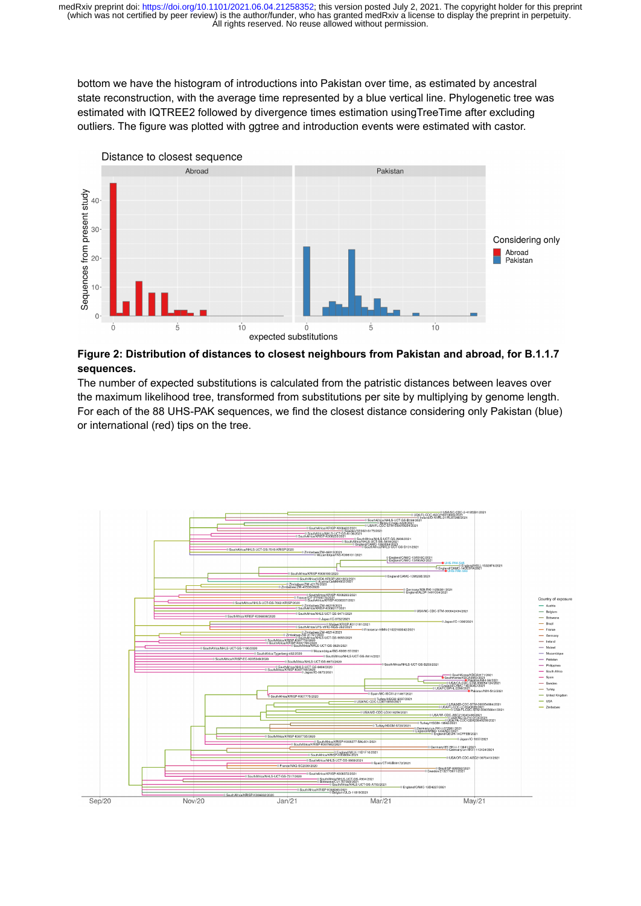bottom we have the histogram of introductions into Pakistan over time, as estimated by ancestral state reconstruction, with the average time represented by a blue vertical line. Phylogenetic tree was estimated with IQTREE2 followed by divergence times estimation usingTreeTime after excluding outliers. The figure was plotted with ggtree and introduction events were estimated with castor.

**Figure 2: Distribution of distances to closest neighbours from Pakistan and abroad, for B.1.1.7 sequences.**

The number of expected substitutions is calculated from the patristic distances between leaves over the maximum likelihood tree, transformed from substitutions per site by multiplying by genome length. For each of the 88 UHS-PAK sequences, we find the closest distance considering only Pakistan (blue) or international (red) tips on the tree.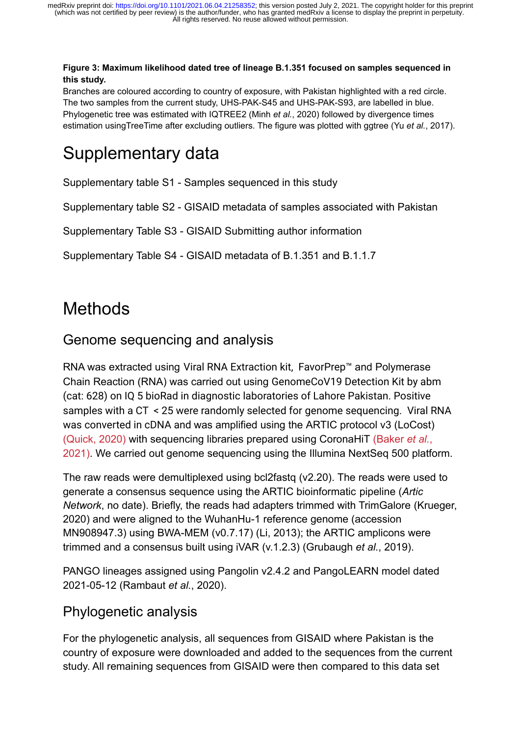**Figure 3: Maximum likelihood dated tree of lineage B.1.351 focused on samples sequenced in this study.**

Branches are coloured according to country of exposure, with Pakistan highlighted with a red circle. The two samples from the current study, UHS-PAK-S45 and UHS-PAK-S93, are labelled in blue. Phylogenetic tree was estimated with IQTREE2 (Minh *et al.*, 2020) followed by divergence times estimation usingTreeTime after excluding outliers. The figure was plotted with ggtree (Yu *et al.*, 2017).

# Supplementary data

Supplementary table S1 - Samples sequenced in this study

Supplementary table S2 - GISAID metadata of samples associated with Pakistan

Supplementary Table S3 - GISAID Submitting author information

Supplementary Table S4 - GISAID metadata of B.1.351 and B.1.1.7

# Methods

## Genome sequencing and analysis

RNA was extracted using Viral RNA Extraction kit, FavorPrep™ and Polymerase Chain Reaction (RNA) was carried out using GenomeCoV19 Detection Kit by abm (cat: 628) on IQ 5 bioRad in diagnostic laboratories of Lahore Pakistan. Positive samples with a CT < 25 were randomly selected for genome sequencing. Viral RNA was converted in cDNA and was amplified using the ARTIC protocol v3 (LoCost) (Quick, 2020) with sequencing libraries prepared using CoronaHiT (Baker *et al.*, 2021). We carried out genome sequencing using the Illumina NextSeq 500 platform.

The raw reads were demultiplexed using bcl2fastq (v2.20). The reads were used to generate a consensus sequence using the ARTIC bioinformatic pipeline (*Artic Network*, no date). Briefly, the reads had adapters trimmed with TrimGalore (Krueger, 2020) and were aligned to the WuhanHu-1 reference genome (accession MN908947.3) using BWA-MEM (v0.7.17) (Li, 2013); the ARTIC amplicons were trimmed and a consensus built using iVAR (v.1.2.3) (Grubaugh *et al.*, 2019).

PANGO lineages assigned using Pangolin v2.4.2 and PangoLEARN model dated 2021-05-12 (Rambaut *et al.*, 2020).

## Phylogenetic analysis

For the phylogenetic analysis, all sequences from GISAID where Pakistan is the country of exposure were downloaded and added to the sequences from the current study. All remaining sequences from GISAID were then compared to this data set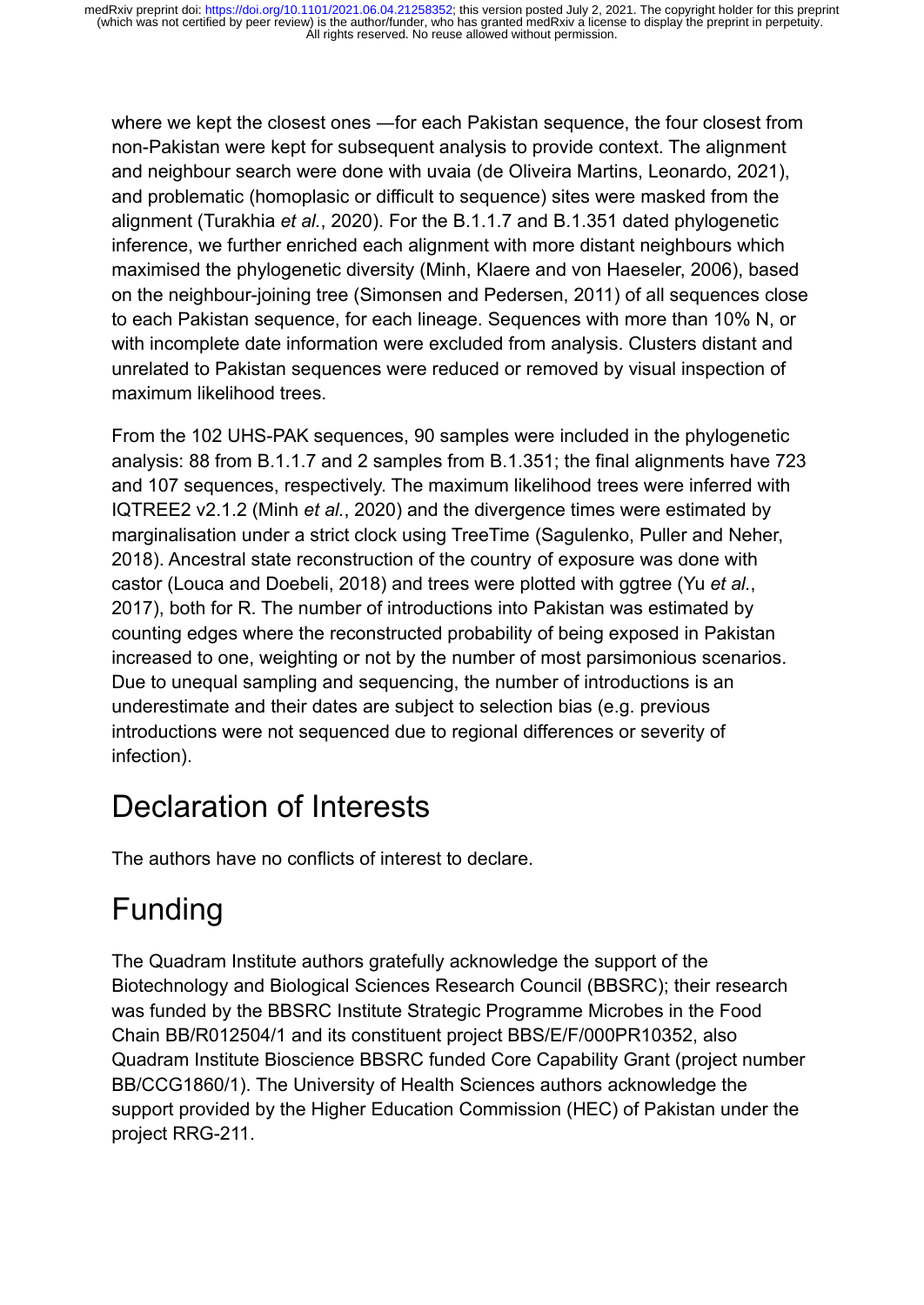where we kept the closest ones —for each Pakistan sequence, the four closest from non-Pakistan were kept for subsequent analysis to provide context. The alignment and neighbour search were done with uvaia (de Oliveira Martins, Leonardo, 2021), and problematic (homoplasic or difficult to sequence) sites were masked from the alignment (Turakhia *et al.*, 2020). For the B.1.1.7 and B.1.351 dated phylogenetic inference, we further enriched each alignment with more distant neighbours which maximised the phylogenetic diversity (Minh, Klaere and von Haeseler, 2006), based on the neighbour-joining tree (Simonsen and Pedersen, 2011) of all sequences close to each Pakistan sequence, for each lineage. Sequences with more than 10% N, or with incomplete date information were excluded from analysis. Clusters distant and unrelated to Pakistan sequences were reduced or removed by visual inspection of maximum likelihood trees.

From the 102 UHS-PAK sequences, 90 samples were included in the phylogenetic analysis: 88 from B.1.1.7 and 2 samples from B.1.351; the final alignments have 723 and 107 sequences, respectively. The maximum likelihood trees were inferred with IQTREE2 v2.1.2 (Minh *et al.*, 2020) and the divergence times were estimated by marginalisation under a strict clock using TreeTime (Sagulenko, Puller and Neher, 2018). Ancestral state reconstruction of the country of exposure was done with castor (Louca and Doebeli, 2018) and trees were plotted with ggtree (Yu *et al.*, 2017), both for R. The number of introductions into Pakistan was estimated by counting edges where the reconstructed probability of being exposed in Pakistan increased to one, weighting or not by the number of most parsimonious scenarios. Due to unequal sampling and sequencing, the number of introductions is an underestimate and their dates are subject to selection bias (e.g. previous introductions were not sequenced due to regional differences or severity of infection).

# Declaration of Interests

The authors have no conflicts of interest to declare.

# Funding

The Quadram Institute authors gratefully acknowledge the support of the Biotechnology and Biological Sciences Research Council (BBSRC); their research was funded by the BBSRC Institute Strategic Programme Microbes in the Food Chain BB/R012504/1 and its constituent project BBS/E/F/000PR10352, also Quadram Institute Bioscience BBSRC funded Core Capability Grant (project number BB/CCG1860/1). The University of Health Sciences authors acknowledge the support provided by the Higher Education Commission (HEC) of Pakistan under the project RRG-211.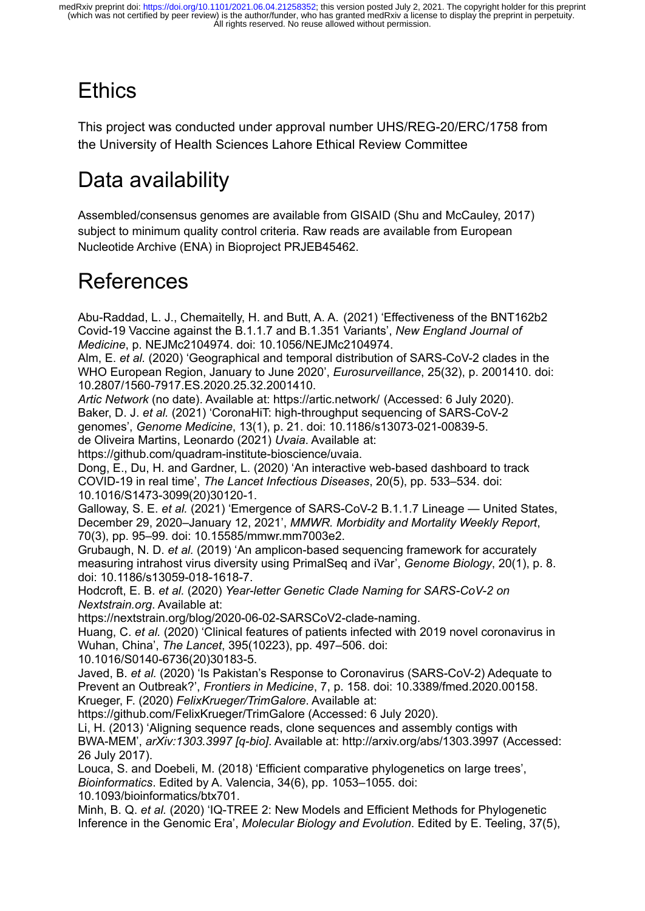# Ethics

This project was conducted under approval number UHS/REG-20/ERC/1758 from the University of Health Sciences Lahore Ethical Review Committee

# Data availability

Assembled/consensus genomes are available from GISAID (Shu and McCauley, 2017) subject to minimum quality control criteria. Raw reads are available from European Nucleotide Archive (ENA) in Bioproject PRJEB45462.

# References

Abu-Raddad, L. J., Chemaitelly, H. and Butt, A. A. (2021) 'Effectiveness of the BNT162b2 Covid-19 Vaccine against the B.1.1.7 and B.1.351 Variants', *New England Journal of Medicine*, p. NEJMc2104974. doi: 10.1056/NEJMc2104974.

Alm, E. *et al.* (2020) 'Geographical and temporal distribution of SARS-CoV-2 clades in the WHO European Region, January to June 2020', *Eurosurveillance*, 25(32), p. 2001410. doi: 10.2807/1560-7917.ES.2020.25.32.2001410.

*Artic Network* (no date). Available at: https://artic.network/ (Accessed: 6 July 2020).

Baker, D. J. *et al.* (2021) 'CoronaHiT: high-throughput sequencing of SARS-CoV-2 genomes', *Genome Medicine*, 13(1), p. 21. doi: 10.1186/s13073-021-00839-5.

de Oliveira Martins, Leonardo (2021) *Uvaia*. Available at: https://github.com/quadram-institute-bioscience/uvaia.

Dong, E., Du, H. and Gardner, L. (2020) 'An interactive web-based dashboard to track COVID-19 in real time', *The Lancet Infectious Diseases*, 20(5), pp. 533–534. doi: 10.1016/S1473-3099(20)30120-1.

Galloway, S. E. *et al.* (2021) 'Emergence of SARS-CoV-2 B.1.1.7 Lineage — United States, December 29, 2020–January 12, 2021', *MMWR. Morbidity and Mortality Weekly Report*, 70(3), pp. 95–99. doi: 10.15585/mmwr.mm7003e2.

Grubaugh, N. D. *et al.* (2019) 'An amplicon-based sequencing framework for accurately measuring intrahost virus diversity using PrimalSeq and iVar', *Genome Biology*, 20(1), p. 8. doi: 10.1186/s13059-018-1618-7.

Hodcroft, E. B. *et al.* (2020) *Year-letter Genetic Clade Naming for SARS-CoV-2 on Nextstrain.org*. Available at: https://nextstrain.org/blog/2020-06-02-SARSCoV2-clade-naming.

Huang, C. *et al.* (2020) 'Clinical features of patients infected with 2019 novel coronavirus in Wuhan, China', *The Lancet*, 395(10223), pp. 497–506. doi: 10.1016/S0140-6736(20)30183-5.

Javed, B. *et al.* (2020) 'Is Pakistan's Response to Coronavirus (SARS-CoV-2) Adequate to Prevent an Outbreak?', *Frontiers in Medicine*, 7, p. 158. doi: 10.3389/fmed.2020.00158.

Krueger, F. (2020) *FelixKrueger/TrimGalore*. Available at: https://github.com/FelixKrueger/TrimGalore (Accessed: 6 July 2020).

Li, H. (2013) 'Aligning sequence reads, clone sequences and assembly contigs with BWA-MEM', *arXiv:1303.3997 [q-bio]*. Available at: http://arxiv.org/abs/1303.3997 (Accessed: 26 July 2017).

Louca, S. and Doebeli, M. (2018) 'Efficient comparative phylogenetics on large trees', *Bioinformatics*. Edited by A. Valencia, 34(6), pp. 1053–1055. doi: 10.1093/bioinformatics/btx701.

Minh, B. Q. *et al.* (2020) 'IQ-TREE 2: New Models and Efficient Methods for Phylogenetic Inference in the Genomic Era', *Molecular Biology and Evolution*. Edited by E. Teeling, 37(5),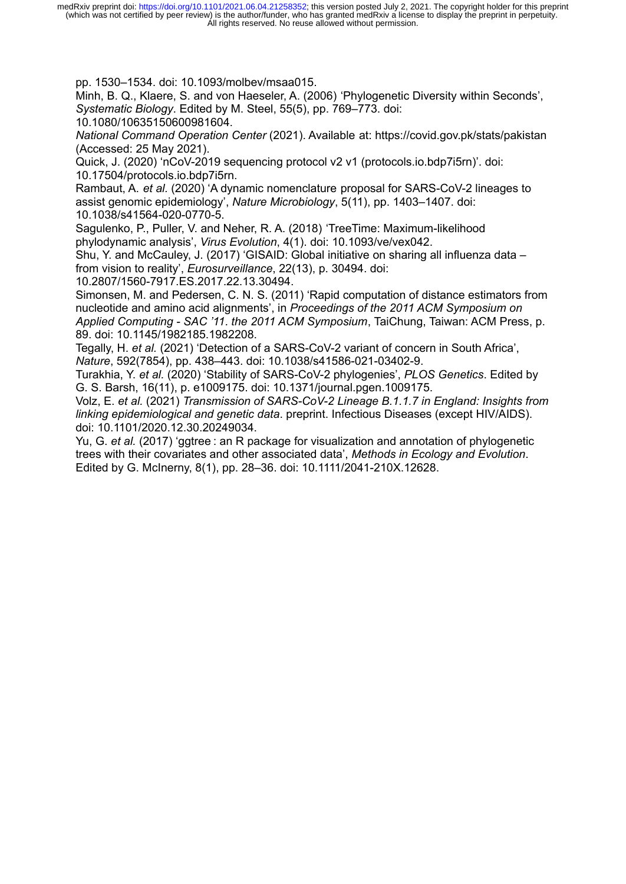pp. 1530–1534. doi: 10.1093/molbev/msaa015.

Minh, B. Q., Klaere, S. and von Haeseler, A. (2006) 'Phylogenetic Diversity within Seconds', *Systematic Biology*. Edited by M. Steel, 55(5), pp. 769–773. doi: 10.1080/10635150600981604.

*National Command Operation Center* (2021). Available at: https://covid.gov.pk/stats/pakistan (Accessed: 25 May 2021).

Quick, J. (2020) 'nCoV-2019 sequencing protocol v2 v1 (protocols.io.bdp7i5rn)'. doi: 10.17504/protocols.io.bdp7i5rn.

Rambaut, A. *et al.* (2020) 'A dynamic nomenclature proposal for SARS-CoV-2 lineages to assist genomic epidemiology', *Nature Microbiology*, 5(11), pp. 1403–1407. doi: 10.1038/s41564-020-0770-5.

Sagulenko, P., Puller, V. and Neher, R. A. (2018) 'TreeTime: Maximum-likelihood phylodynamic analysis', *Virus Evolution*, 4(1). doi: 10.1093/ve/vex042.

Shu, Y. and McCauley, J. (2017) 'GISAID: Global initiative on sharing all influenza data – from vision to reality', *Eurosurveillance*, 22(13), p. 30494. doi: 10.2807/1560-7917.ES.2017.22.13.30494.

Simonsen, M. and Pedersen, C. N. S. (2011) 'Rapid computation of distance estimators from nucleotide and amino acid alignments', in *Proceedings of the 2011 ACM Symposium on Applied Computing - SAC '11. the 2011 ACM Symposium*, TaiChung, Taiwan: ACM Press, p. 89. doi: 10.1145/1982185.1982208.

Tegally, H. *et al.* (2021) 'Detection of a SARS-CoV-2 variant of concern in South Africa', *Nature*, 592(7854), pp. 438–443. doi: 10.1038/s41586-021-03402-9.

Turakhia, Y. *et al.* (2020) 'Stability of SARS-CoV-2 phylogenies', *PLOS Genetics*. Edited by G. S. Barsh, 16(11), p. e1009175. doi: 10.1371/journal.pgen.1009175.

Volz, E. *et al.* (2021) *Transmission of SARS-CoV-2 Lineage B.1.1.7 in England: Insights from linking epidemiological and genetic data*. preprint. Infectious Diseases (except HIV/AIDS). doi: 10.1101/2020.12.30.20249034.

Yu, G. *et al.* (2017) 'ggtree : an R package for visualization and annotation of phylogenetic trees with their covariates and other associated data', *Methods in Ecology and Evolution*. Edited by G. McInerny, 8(1), pp. 28–36. doi: 10.1111/2041-210X.12628.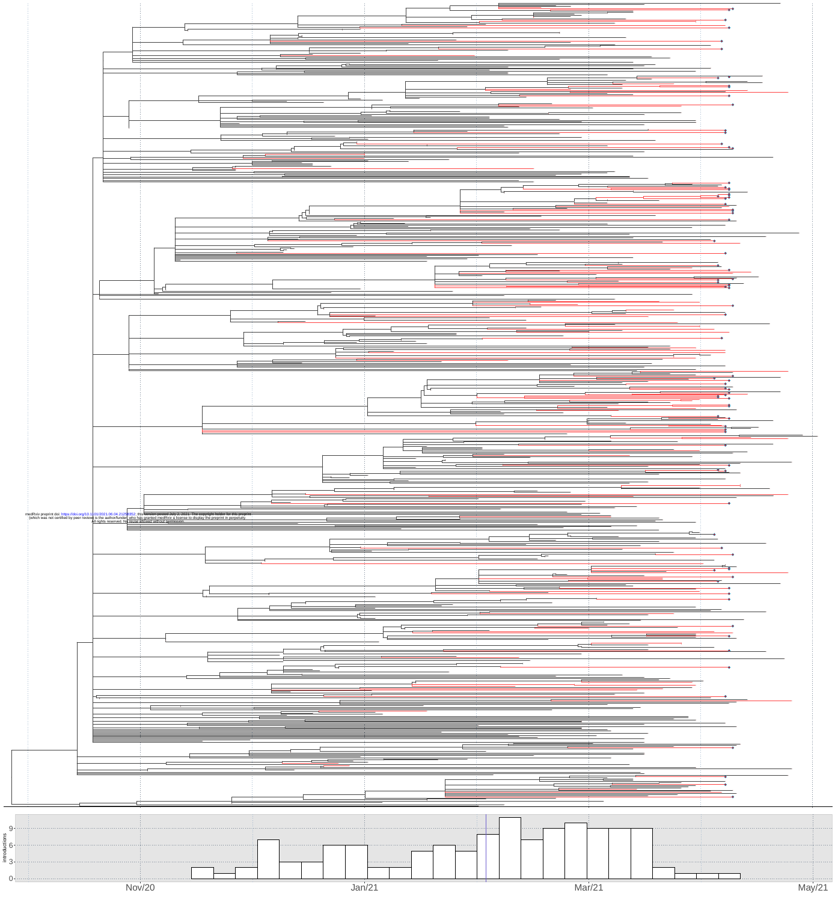medRxiv preprint doi: https://doi.org/10.1101/2021.06.04.21258352; this version posted July 2, 2021. The copyright holder for this preprint (which was not certified by peer review) is the author/funder, who has granted medRxiv a license to display the preprint in perpetuity. All rights reserved. No reuse allowed without permission.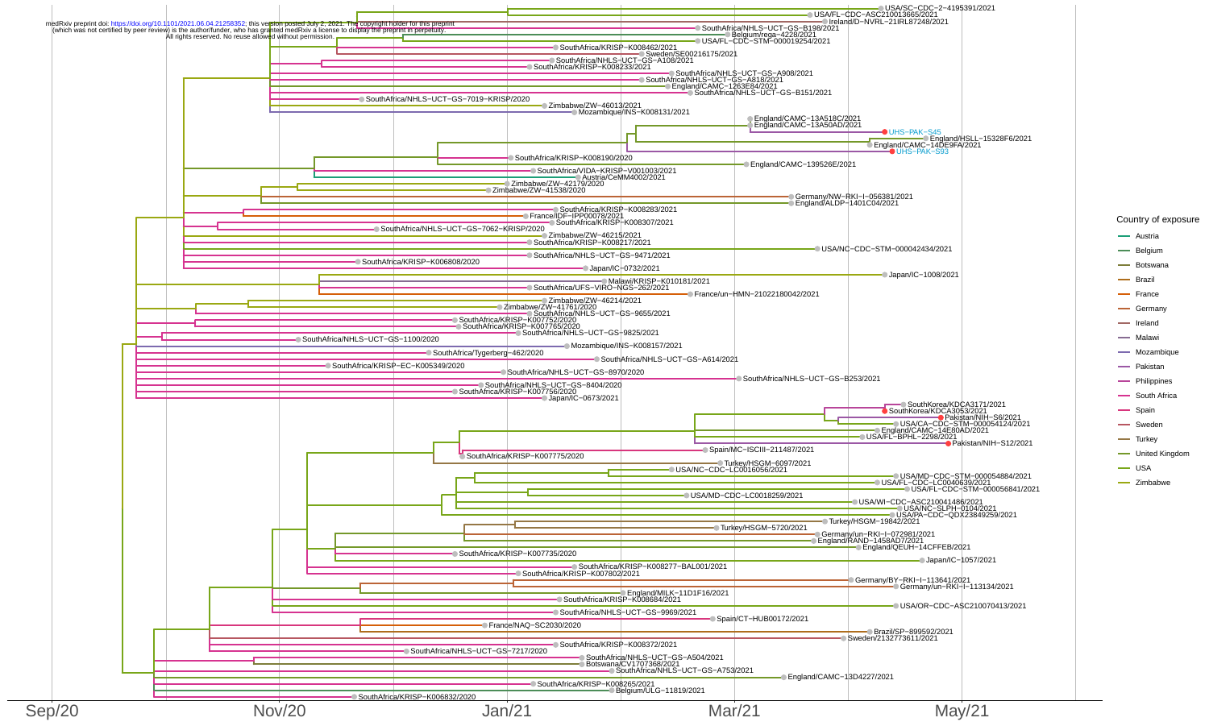Country of exposure

- Austria
- Belgium
- Botswana
- Brazil
- France
- Germany
- Ireland
- Malawi
- Mozambique
- Pakistan
- Philippines
- South Africa
- Spain
- Sweden
- Turkey
- United Kingdom
- USA
- Zimbabwe

USA/SC-CDC-2-4195391/2021
USA/FL-CDC-ASC210013665/2021
Ireland/D-NVRL-21IRL87248/2021
SouthAfrica/NHLS-UCT-GS-B198/2021
Belgium/rega-4228/2021
USA/FL-CDC-STM-000019254/2021
SouthAfrica/KRISP-K008462/2021
Sweden/SE00216175/2021
SouthAfrica/NHLS-UCT-GS-A108/2021
SouthAfrica/KRISP-K008233/2021
SouthAfrica/NHLS-UCT-GS-A908/2021
SouthAfrica/NHLS-UCT-GS-A818/2021
England/CAMC-1263E84/2021
SouthAfrica/NHLS-UCT-GS-B151/2021
SouthAfrica/NHLS-UCT-GS-7019-KRISP/2020
Zimbabwe/ZW-46013/2021
Mozambique/INS-K008131/2021
England/CAMC-13A518C/2021
England/CAMC-13A50AD/2021
UHS-PAK-S45
England/HSLL-15328F6/2021
England/CAMC-14DE9FA/2021
UHS-PAK-S93
SouthAfrica/KRISP-K008190/2020
England/CAMC-139526E/2021
SouthAfrica/VIDA-KRISP-V001003/2021
Austria/CeMM4002/2021
Zimbabwe/ZW-42179/2020
Zimbabwe/ZW-41538/2020
Germany/NW-RKI-I-056381/2021
England/ALDP-1401C04/2021
SouthAfrica/KRISP-K008283/2021
France/IDF-IPP00078/2021
SouthAfrica/KRISP-K008307/2021
SouthAfrica/NHLS-UCT-GS-7062-KRISP/2020
Zimbabwe/ZW-46215/2021
SouthAfrica/KRISP-K008217/2021
USA/NC-CDC-STM-000042434/2021
SouthAfrica/NHLS-UCT-GS-9471/2021
SouthAfrica/KRISP-K006808/2020
Japan/IC-0732/2021
Japan/IC-1008/2021
Malawi/KRISP-K010181/2021
SouthAfrica/UFS-VIRO-NGS-262/2021
France/un-HMN-21022180042/2021
Zimbabwe/ZW-46214/2021
Zimbabwe/ZW-41761/2020
SouthAfrica/NHLS-UCT-GS-9655/2021
SouthAfrica/KRISP-K007752/2020
SouthAfrica/KRISP-K007765/2020
SouthAfrica/NHLS-UCT-GS-9825/2021
SouthAfrica/NHLS-UCT-GS-1100/2020
Mozambique/INS-K008157/2021
SouthAfrica/Tygerberg-462/2020
SouthAfrica/NHLS-UCT-GS-A614/2021
SouthAfrica/KRISP-EC-K005349/2020
SouthAfrica/NHLS-UCT-GS-8970/2020
SouthAfrica/NHLS-UCT-GS-B253/2021
SouthAfrica/NHLS-UCT-GS-8404/2020
SouthAfrica/KRISP-K007756/2020
Japan/IC-0673/2021
SouthKorea/KDCA3171/2021
SouthKorea/KDCA3053/2021
Pakistan/NIH-S6/2021
USA/CA-CDC-STM-000054124/2021
England/CAMC-14E80AD/2021
USA/FL-BPHL-2298/2021
Pakistan/NIH-S12/2021
Spain/MC-ISCIII-211487/2021
SouthAfrica/KRISP-K007775/2020
Turkey/HSGM-6097/2021
USA/NC-CDC-LC0016056/2021
USA/MD-CDC-STM-000054884/2021
USA/FL-CDC-LC0040639/2021
USA/FL-CDC-STM-000056841/2021
USA/MD-CDC-LC0018259/2021
USA/WI-CDC-ASC210041486/2021
USA/NC-SLPH-0104/2021
USA/PA-CDC-QDX23849259/2021
Turkey/HSGM-19842/2021
Turkey/HSGM-5720/2021
Germany/un-RKI-I-072981/2021
England/RAND-1458AD7/2021
England/QEUH-14CFFEB/2021
SouthAfrica/KRISP-K007735/2020
Japan/IC-1057/2021
SouthAfrica/KRISP-K008277-BAL001/2021
SouthAfrica/KRISP-K007802/2021
Germany/BY-RKI-I-113641/2021
Germany/un-RKI-I-113134/2021
England/MILK-11D1F16/2021
SouthAfrica/KRISP-K008684/2021
USA/OR-CDC-ASC210070413/2021
SouthAfrica/NHLS-UCT-GS-9969/2021
Spain/CT-HUB00172/2021
France/NAQ-SC2030/2020
Brazil/SP-899592/2021
Sweden/2132773611/2021
SouthAfrica/KRISP-K008372/2021
SouthAfrica/NHLS-UCT-GS-7217/2020
SouthAfrica/NHLS-UCT-GS-A504/2021
Botswana/CV1707368/2021
SouthAfrica/NHLS-UCT-GS-A753/2021
England/CAMC-13D4227/2021
SouthAfrica/KRISP-K008265/2021
Belgium/ULG-11819/2021
SouthAfrica/KRISP-K006832/2020

Sep/20 | Nov/20 | Jan/21 | Mar/21 | May/21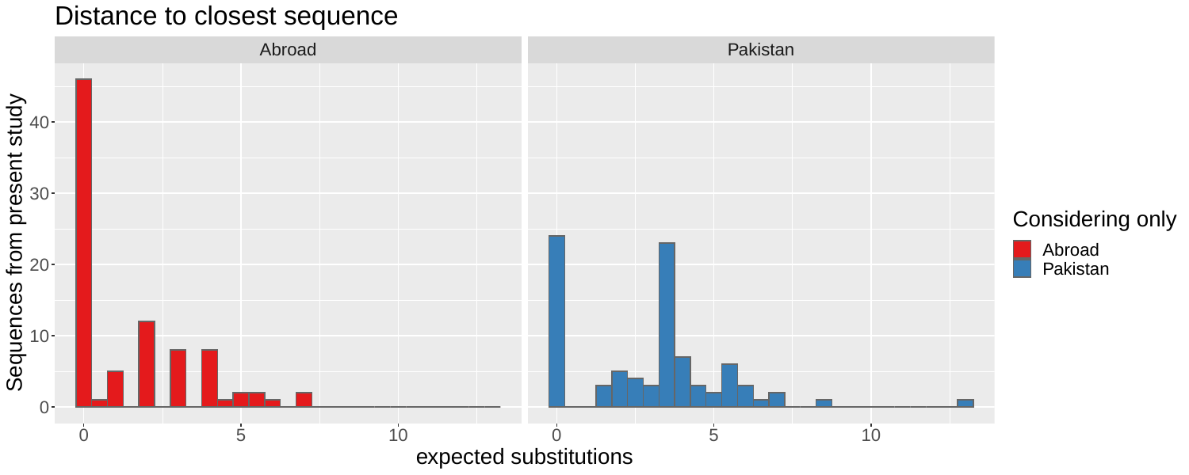Distance to closest sequence

Abroad

Pakistan

Sequences from present study

0
10
20
30
40

0
5
10

expected substitutions

Considering only

Abroad

Pakistan